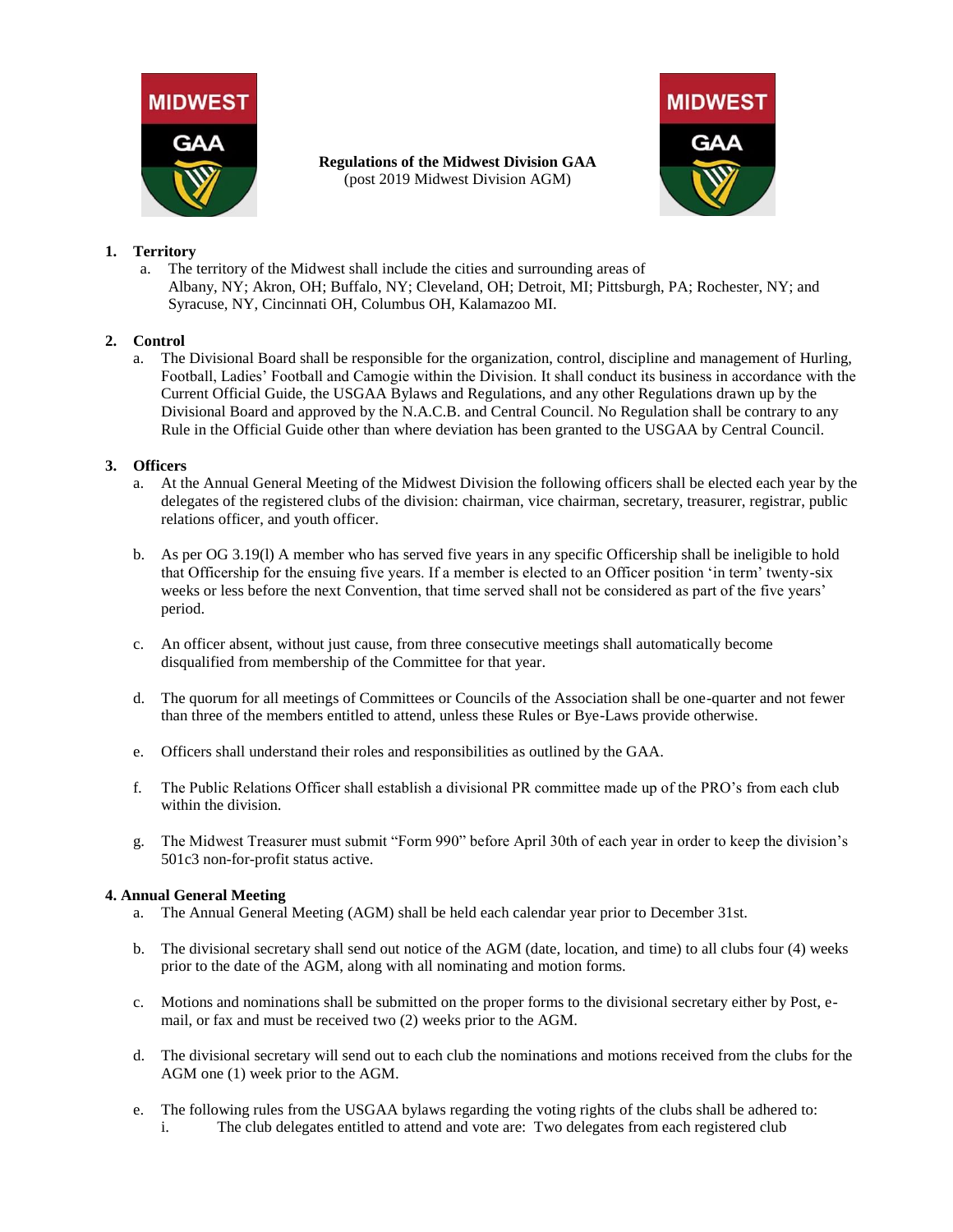# Regulations of the Midwest Division GAA

(post 2019 Midwest Division AGM)

## 1. Territory

a. The territory of the Midwest shall include the cities and surrounding areas of Albany, NY; Akron, OH; Buffalo, NY; Cleveland, OH; Detroit, MI; Pittsburgh, PA; Rochester, NY; and Syracuse, NY, Cincinnati OH, Columbus OH, Kalamazoo MI.

## 2. Control

a. The Divisional Board shall be responsible for the organization, control, discipline and management of Hurling, Football, Ladies' Football and Camogie within the Division. It shall conduct its business in accordance with the Current Official Guide, the USGAA Bylaws and Regulations, and any other Regulations drawn up by the Divisional Board and approved by the N.A.C.B. and Central Council. No Regulation shall be contrary to any Rule in the Official Guide other than where deviation has been granted to the USGAA by Central Council.

## 3. Officers

a. At the Annual General Meeting of the Midwest Division the following officers shall be elected each year by the delegates of the registered clubs of the division: chairman, vice chairman, secretary, treasurer, registrar, public relations officer, and youth officer.

b. As per OG 3.19(l) A member who has served five years in any specific Officership shall be ineligible to hold that Officership for the ensuing five years. If a member is elected to an Officer position 'in term' twenty-six weeks or less before the next Convention, that time served shall not be considered as part of the five years' period.

c. An officer absent, without just cause, from three consecutive meetings shall automatically become disqualified from membership of the Committee for that year.

d. The quorum for all meetings of Committees or Councils of the Association shall be one-quarter and not fewer than three of the members entitled to attend, unless these Rules or Bye-Laws provide otherwise.

e. Officers shall understand their roles and responsibilities as outlined by the GAA.

f. The Public Relations Officer shall establish a divisional PR committee made up of the PRO's from each club within the division.

g. The Midwest Treasurer must submit "Form 990" before April 30th of each year in order to keep the division's 501c3 non-for-profit status active.

## 4. Annual General Meeting

a. The Annual General Meeting (AGM) shall be held each calendar year prior to December 31st.

b. The divisional secretary shall send out notice of the AGM (date, location, and time) to all clubs four (4) weeks prior to the date of the AGM, along with all nominating and motion forms.

c. Motions and nominations shall be submitted on the proper forms to the divisional secretary either by Post, e-mail, or fax and must be received two (2) weeks prior to the AGM.

d. The divisional secretary will send out to each club the nominations and motions received from the clubs for the AGM one (1) week prior to the AGM.

e. The following rules from the USGAA bylaws regarding the voting rights of the clubs shall be adhered to:

   i. The club delegates entitled to attend and vote are: Two delegates from each registered club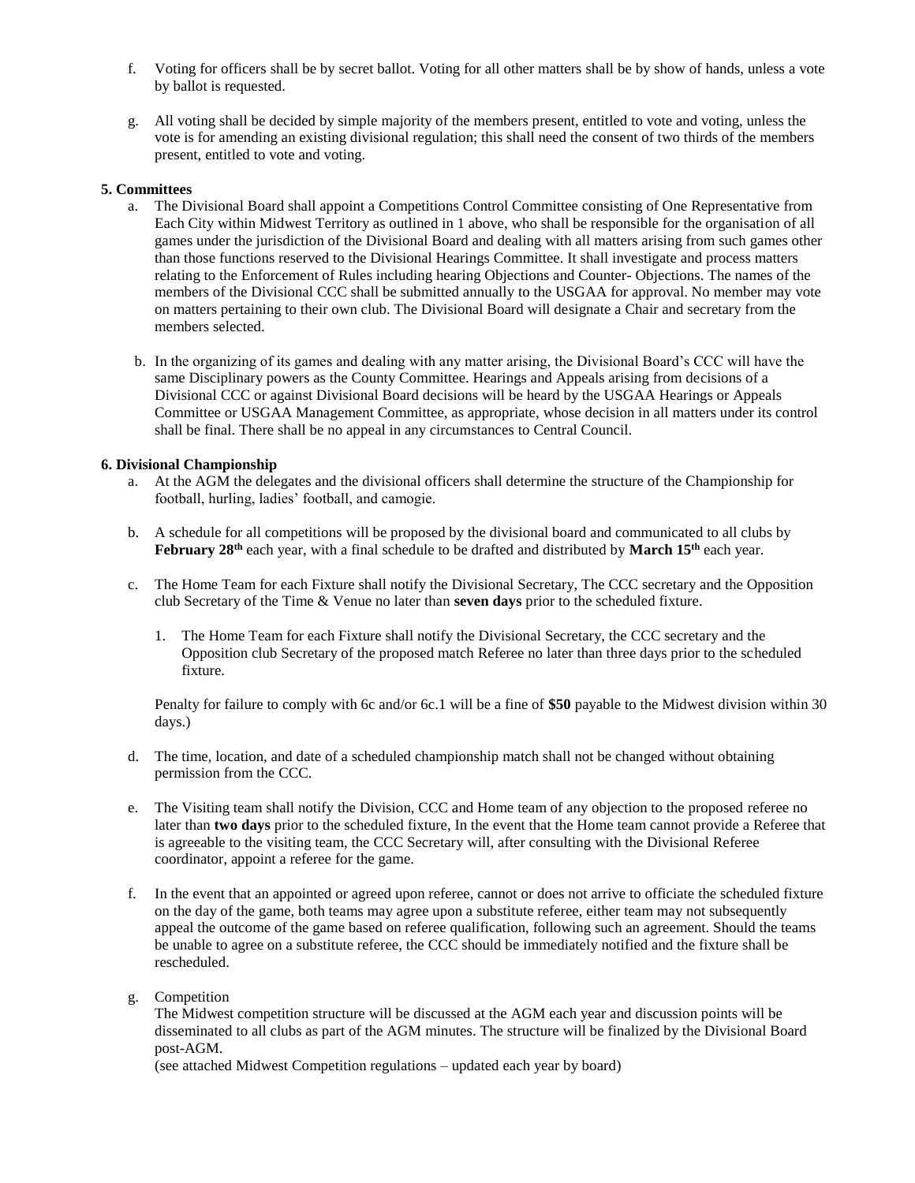f. Voting for officers shall be by secret ballot. Voting for all other matters shall be by show of hands, unless a vote by ballot is requested.

g. All voting shall be decided by simple majority of the members present, entitled to vote and voting, unless the vote is for amending an existing divisional regulation; this shall need the consent of two thirds of the members present, entitled to vote and voting.

**5. Committees**

a. The Divisional Board shall appoint a Competitions Control Committee consisting of One Representative from Each City within Midwest Territory as outlined in 1 above, who shall be responsible for the organisation of all games under the jurisdiction of the Divisional Board and dealing with all matters arising from such games other than those functions reserved to the Divisional Hearings Committee. It shall investigate and process matters relating to the Enforcement of Rules including hearing Objections and Counter- Objections. The names of the members of the Divisional CCC shall be submitted annually to the USGAA for approval. No member may vote on matters pertaining to their own club. The Divisional Board will designate a Chair and secretary from the members selected.

b. In the organizing of its games and dealing with any matter arising, the Divisional Board's CCC will have the same Disciplinary powers as the County Committee. Hearings and Appeals arising from decisions of a Divisional CCC or against Divisional Board decisions will be heard by the USGAA Hearings or Appeals Committee or USGAA Management Committee, as appropriate, whose decision in all matters under its control shall be final. There shall be no appeal in any circumstances to Central Council.

**6. Divisional Championship**

a. At the AGM the delegates and the divisional officers shall determine the structure of the Championship for football, hurling, ladies' football, and camogie.

b. A schedule for all competitions will be proposed by the divisional board and communicated to all clubs by **February 28th** each year, with a final schedule to be drafted and distributed by **March 15th** each year.

c. The Home Team for each Fixture shall notify the Divisional Secretary, The CCC secretary and the Opposition club Secretary of the Time & Venue no later than **seven days** prior to the scheduled fixture.

   1. The Home Team for each Fixture shall notify the Divisional Secretary, the CCC secretary and the Opposition club Secretary of the proposed match Referee no later than three days prior to the scheduled fixture.

   Penalty for failure to comply with 6c and/or 6c.1 will be a fine of **$50** payable to the Midwest division within 30 days.)

d. The time, location, and date of a scheduled championship match shall not be changed without obtaining permission from the CCC.

e. The Visiting team shall notify the Division, CCC and Home team of any objection to the proposed referee no later than **two days** prior to the scheduled fixture, In the event that the Home team cannot provide a Referee that is agreeable to the visiting team, the CCC Secretary will, after consulting with the Divisional Referee coordinator, appoint a referee for the game.

f. In the event that an appointed or agreed upon referee, cannot or does not arrive to officiate the scheduled fixture on the day of the game, both teams may agree upon a substitute referee, either team may not subsequently appeal the outcome of the game based on referee qualification, following such an agreement. Should the teams be unable to agree on a substitute referee, the CCC should be immediately notified and the fixture shall be rescheduled.

g. Competition

   The Midwest competition structure will be discussed at the AGM each year and discussion points will be disseminated to all clubs as part of the AGM minutes. The structure will be finalized by the Divisional Board post-AGM.

   (see attached Midwest Competition regulations – updated each year by board)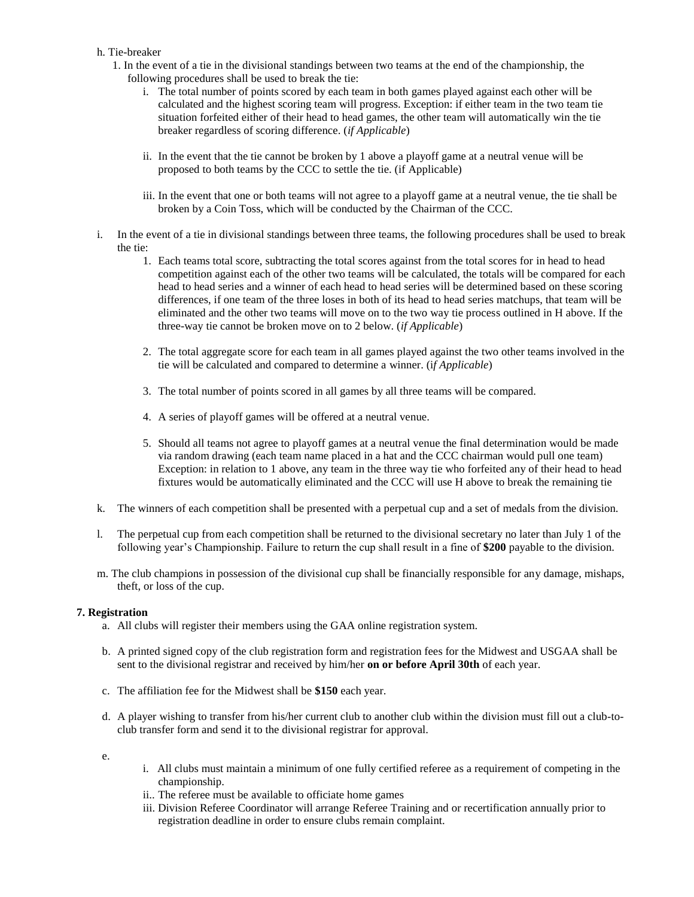h. Tie-breaker

1. In the event of a tie in the divisional standings between two teams at the end of the championship, the following procedures shall be used to break the tie:

   i. The total number of points scored by each team in both games played against each other will be calculated and the highest scoring team will progress. Exception: if either team in the two team tie situation forfeited either of their head to head games, the other team will automatically win the tie breaker regardless of scoring difference. (*if Applicable*)

   ii. In the event that the tie cannot be broken by 1 above a playoff game at a neutral venue will be proposed to both teams by the CCC to settle the tie. (if Applicable)

   iii. In the event that one or both teams will not agree to a playoff game at a neutral venue, the tie shall be broken by a Coin Toss, which will be conducted by the Chairman of the CCC.

i. In the event of a tie in divisional standings between three teams, the following procedures shall be used to break the tie:

   1. Each teams total score, subtracting the total scores against from the total scores for in head to head competition against each of the other two teams will be calculated, the totals will be compared for each head to head series and a winner of each head to head series will be determined based on these scoring differences, if one team of the three loses in both of its head to head series matchups, that team will be eliminated and the other two teams will move on to the two way tie process outlined in H above. If the three-way tie cannot be broken move on to 2 below. (*if Applicable*)

   2. The total aggregate score for each team in all games played against the two other teams involved in the tie will be calculated and compared to determine a winner. (i*f Applicable*)

   3. The total number of points scored in all games by all three teams will be compared.

   4. A series of playoff games will be offered at a neutral venue.

   5. Should all teams not agree to playoff games at a neutral venue the final determination would be made via random drawing (each team name placed in a hat and the CCC chairman would pull one team) Exception: in relation to 1 above, any team in the three way tie who forfeited any of their head to head fixtures would be automatically eliminated and the CCC will use H above to break the remaining tie

k. The winners of each competition shall be presented with a perpetual cup and a set of medals from the division.

l. The perpetual cup from each competition shall be returned to the divisional secretary no later than July 1 of the following year's Championship. Failure to return the cup shall result in a fine of **$200** payable to the division.

m. The club champions in possession of the divisional cup shall be financially responsible for any damage, mishaps, theft, or loss of the cup.

**7. Registration**

a. All clubs will register their members using the GAA online registration system.

b. A printed signed copy of the club registration form and registration fees for the Midwest and USGAA shall be sent to the divisional registrar and received by him/her **on or before April 30th** of each year.

c. The affiliation fee for the Midwest shall be **$150** each year.

d. A player wishing to transfer from his/her current club to another club within the division must fill out a club-to-club transfer form and send it to the divisional registrar for approval.

e.

   i. All clubs must maintain a minimum of one fully certified referee as a requirement of competing in the championship.

   ii.. The referee must be available to officiate home games

   iii. Division Referee Coordinator will arrange Referee Training and or recertification annually prior to registration deadline in order to ensure clubs remain complaint.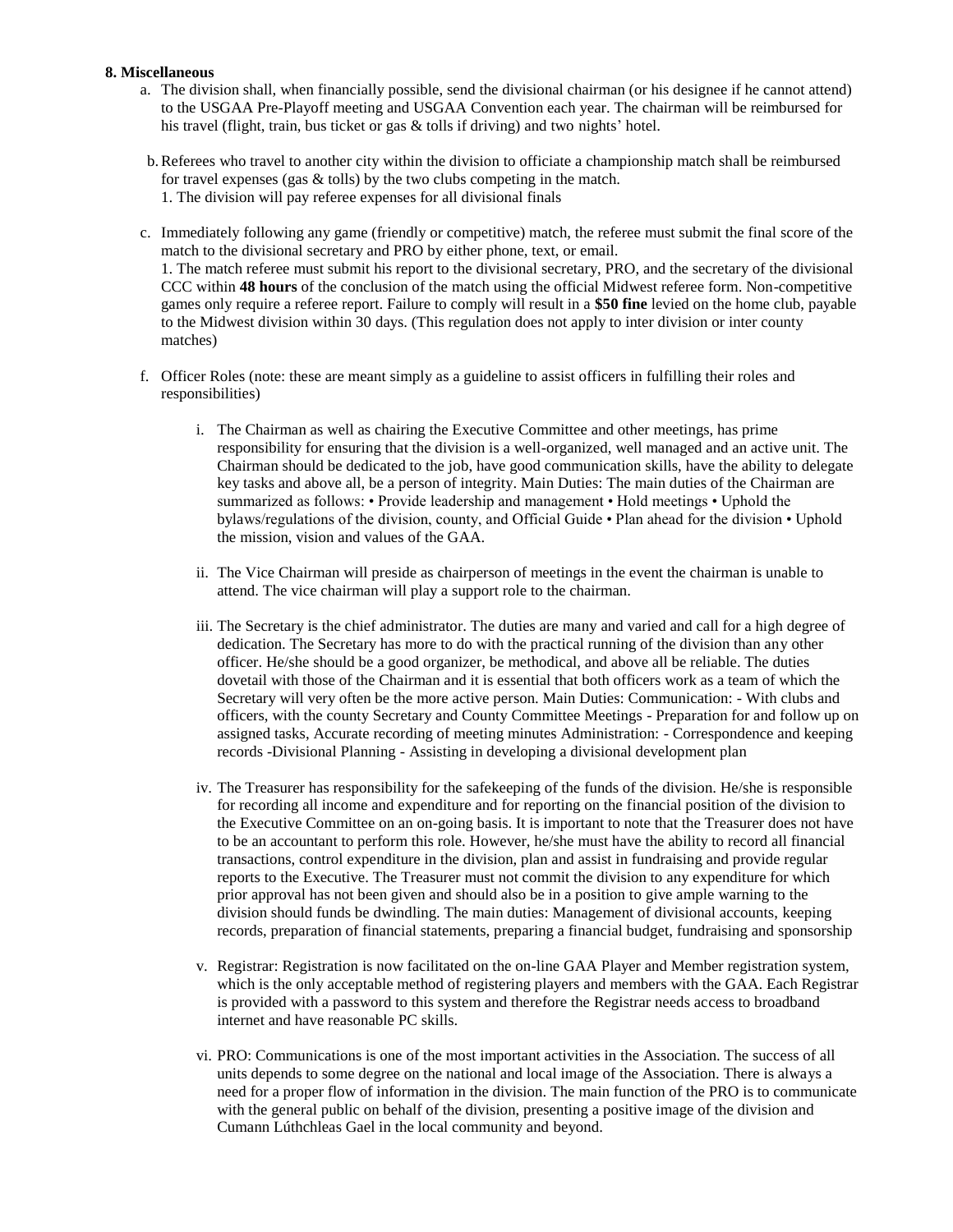**8. Miscellaneous**

a. The division shall, when financially possible, send the divisional chairman (or his designee if he cannot attend) to the USGAA Pre-Playoff meeting and USGAA Convention each year. The chairman will be reimbursed for his travel (flight, train, bus ticket or gas & tolls if driving) and two nights' hotel.

b. Referees who travel to another city within the division to officiate a championship match shall be reimbursed for travel expenses (gas & tolls) by the two clubs competing in the match.
   1. The division will pay referee expenses for all divisional finals

c. Immediately following any game (friendly or competitive) match, the referee must submit the final score of the match to the divisional secretary and PRO by either phone, text, or email.
   1. The match referee must submit his report to the divisional secretary, PRO, and the secretary of the divisional CCC within **48 hours** of the conclusion of the match using the official Midwest referee form. Non-competitive games only require a referee report. Failure to comply will result in a **$50 fine** levied on the home club, payable to the Midwest division within 30 days. (This regulation does not apply to inter division or inter county matches)

f. Officer Roles (note: these are meant simply as a guideline to assist officers in fulfilling their roles and responsibilities)

   i. The Chairman as well as chairing the Executive Committee and other meetings, has prime responsibility for ensuring that the division is a well-organized, well managed and an active unit. The Chairman should be dedicated to the job, have good communication skills, have the ability to delegate key tasks and above all, be a person of integrity. Main Duties: The main duties of the Chairman are summarized as follows: • Provide leadership and management • Hold meetings • Uphold the bylaws/regulations of the division, county, and Official Guide • Plan ahead for the division • Uphold the mission, vision and values of the GAA.

   ii. The Vice Chairman will preside as chairperson of meetings in the event the chairman is unable to attend. The vice chairman will play a support role to the chairman.

   iii. The Secretary is the chief administrator. The duties are many and varied and call for a high degree of dedication. The Secretary has more to do with the practical running of the division than any other officer. He/she should be a good organizer, be methodical, and above all be reliable. The duties dovetail with those of the Chairman and it is essential that both officers work as a team of which the Secretary will very often be the more active person. Main Duties: Communication: - With clubs and officers, with the county Secretary and County Committee Meetings - Preparation for and follow up on assigned tasks, Accurate recording of meeting minutes Administration: - Correspondence and keeping records -Divisional Planning - Assisting in developing a divisional development plan

   iv. The Treasurer has responsibility for the safekeeping of the funds of the division. He/she is responsible for recording all income and expenditure and for reporting on the financial position of the division to the Executive Committee on an on-going basis. It is important to note that the Treasurer does not have to be an accountant to perform this role. However, he/she must have the ability to record all financial transactions, control expenditure in the division, plan and assist in fundraising and provide regular reports to the Executive. The Treasurer must not commit the division to any expenditure for which prior approval has not been given and should also be in a position to give ample warning to the division should funds be dwindling. The main duties: Management of divisional accounts, keeping records, preparation of financial statements, preparing a financial budget, fundraising and sponsorship

   v. Registrar: Registration is now facilitated on the on-line GAA Player and Member registration system, which is the only acceptable method of registering players and members with the GAA. Each Registrar is provided with a password to this system and therefore the Registrar needs access to broadband internet and have reasonable PC skills.

   vi. PRO: Communications is one of the most important activities in the Association. The success of all units depends to some degree on the national and local image of the Association. There is always a need for a proper flow of information in the division. The main function of the PRO is to communicate with the general public on behalf of the division, presenting a positive image of the division and Cumann Lúthchleas Gael in the local community and beyond.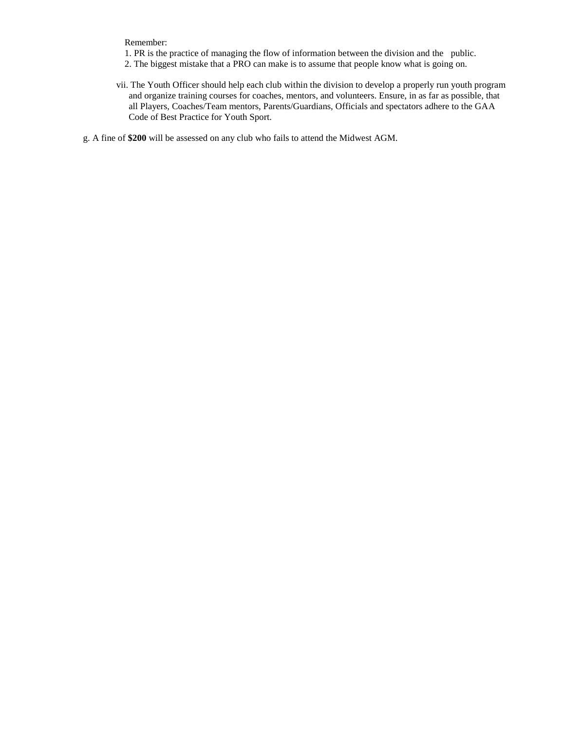Remember:

1. PR is the practice of managing the flow of information between the division and the public.
2. The biggest mistake that a PRO can make is to assume that people know what is going on.

vii. The Youth Officer should help each club within the division to develop a properly run youth program and organize training courses for coaches, mentors, and volunteers. Ensure, in as far as possible, that all Players, Coaches/Team mentors, Parents/Guardians, Officials and spectators adhere to the GAA Code of Best Practice for Youth Sport.

g. A fine of **$200** will be assessed on any club who fails to attend the Midwest AGM.